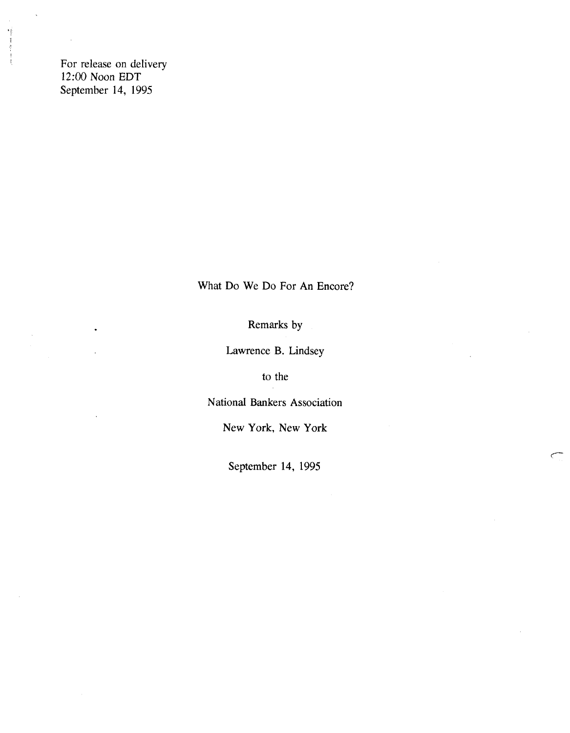For release on delivery
12:00 Noon EDT
September 14, 1995

# What Do We Do For An Encore?

Remarks by

Lawrence B. Lindsey

to the

National Bankers Association

New York, New York

September 14, 1995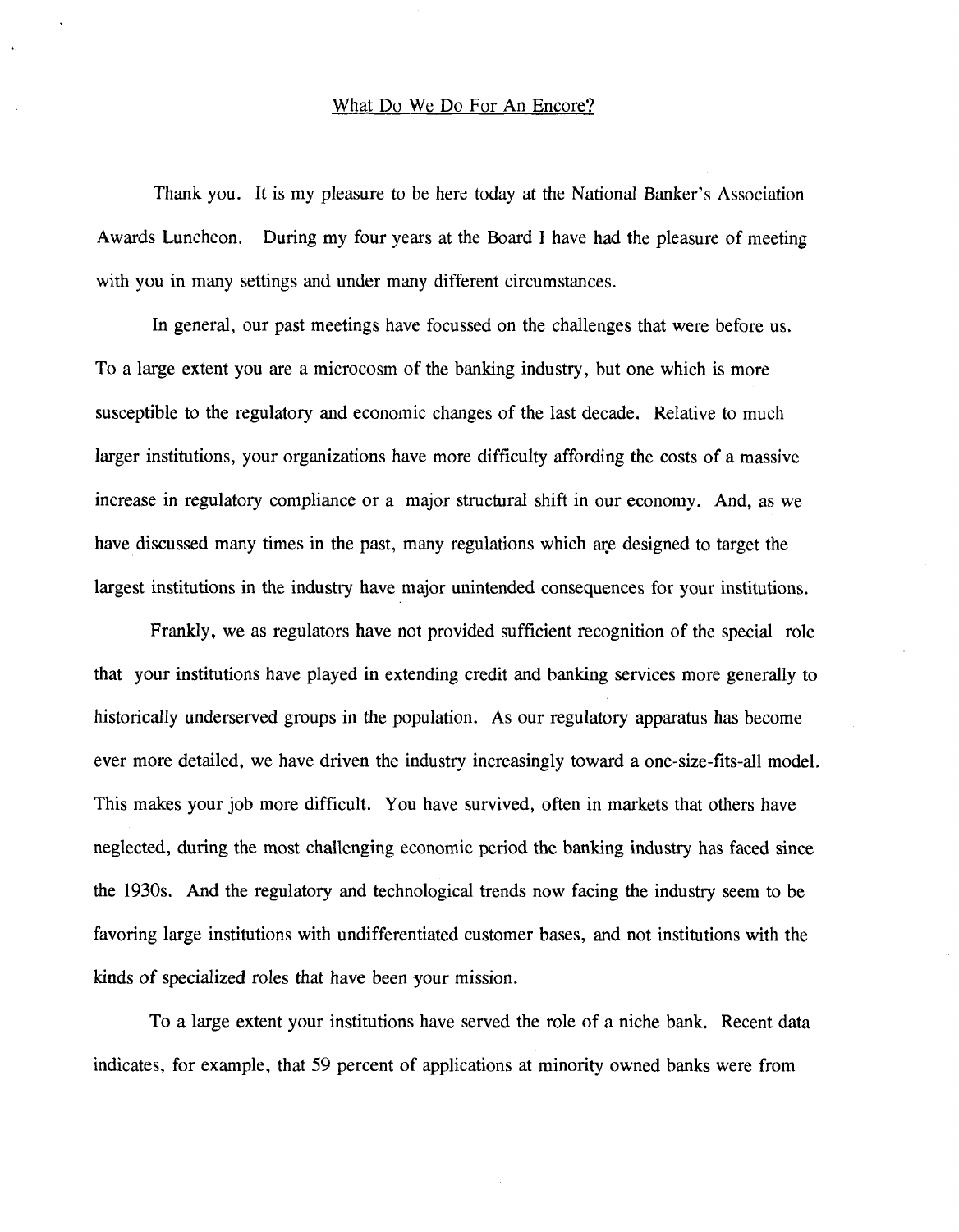What Do We Do For An Encore?

Thank you. It is my pleasure to be here today at the National Banker's Association Awards Luncheon. During my four years at the Board I have had the pleasure of meeting with you in many settings and under many different circumstances.

In general, our past meetings have focussed on the challenges that were before us. To a large extent you are a microcosm of the banking industry, but one which is more susceptible to the regulatory and economic changes of the last decade. Relative to much larger institutions, your organizations have more difficulty affording the costs of a massive increase in regulatory compliance or a major structural shift in our economy. And, as we have discussed many times in the past, many regulations which are designed to target the largest institutions in the industry have major unintended consequences for your institutions.

Frankly, we as regulators have not provided sufficient recognition of the special role that your institutions have played in extending credit and banking services more generally to historically underserved groups in the population. As our regulatory apparatus has become ever more detailed, we have driven the industry increasingly toward a one-size-fits-all model. This makes your job more difficult. You have survived, often in markets that others have neglected, during the most challenging economic period the banking industry has faced since the 1930s. And the regulatory and technological trends now facing the industry seem to be favoring large institutions with undifferentiated customer bases, and not institutions with the kinds of specialized roles that have been your mission.

To a large extent your institutions have served the role of a niche bank. Recent data indicates, for example, that 59 percent of applications at minority owned banks were from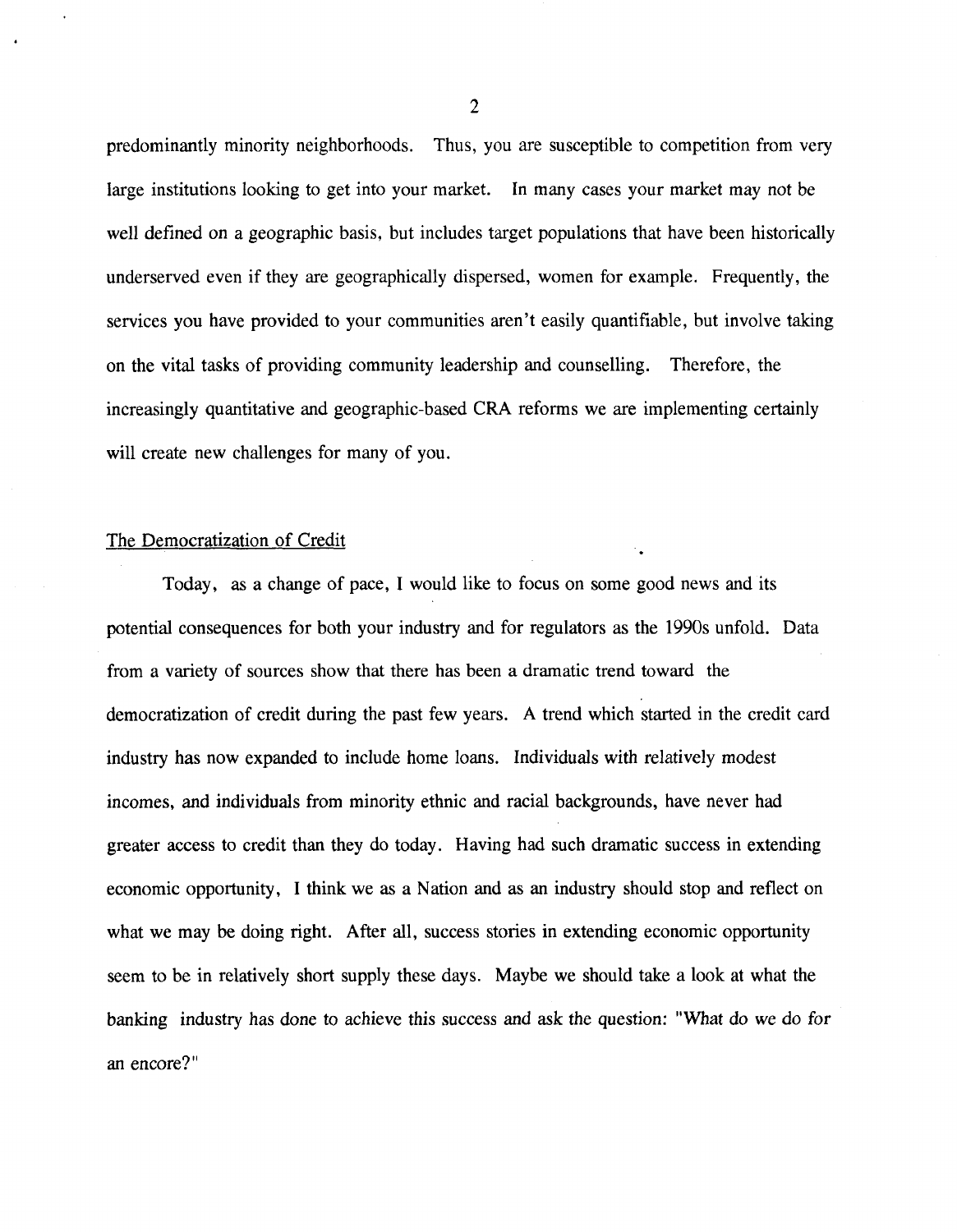predominantly minority neighborhoods. Thus, you are susceptible to competition from very large institutions looking to get into your market. In many cases your market may not be well defined on a geographic basis, but includes target populations that have been historically underserved even if they are geographically dispersed, women for example. Frequently, the services you have provided to your communities aren't easily quantifiable, but involve taking on the vital tasks of providing community leadership and counselling. Therefore, the increasingly quantitative and geographic-based CRA reforms we are implementing certainly will create new challenges for many of you.

## The Democratization of Credit

Today, as a change of pace, I would like to focus on some good news and its potential consequences for both your industry and for regulators as the 1990s unfold. Data from a variety of sources show that there has been a dramatic trend toward the democratization of credit during the past few years. A trend which started in the credit card industry has now expanded to include home loans. Individuals with relatively modest incomes, and individuals from minority ethnic and racial backgrounds, have never had greater access to credit than they do today. Having had such dramatic success in extending economic opportunity, I think we as a Nation and as an industry should stop and reflect on what we may be doing right. After all, success stories in extending economic opportunity seem to be in relatively short supply these days. Maybe we should take a look at what the banking industry has done to achieve this success and ask the question: "What do we do for an encore?"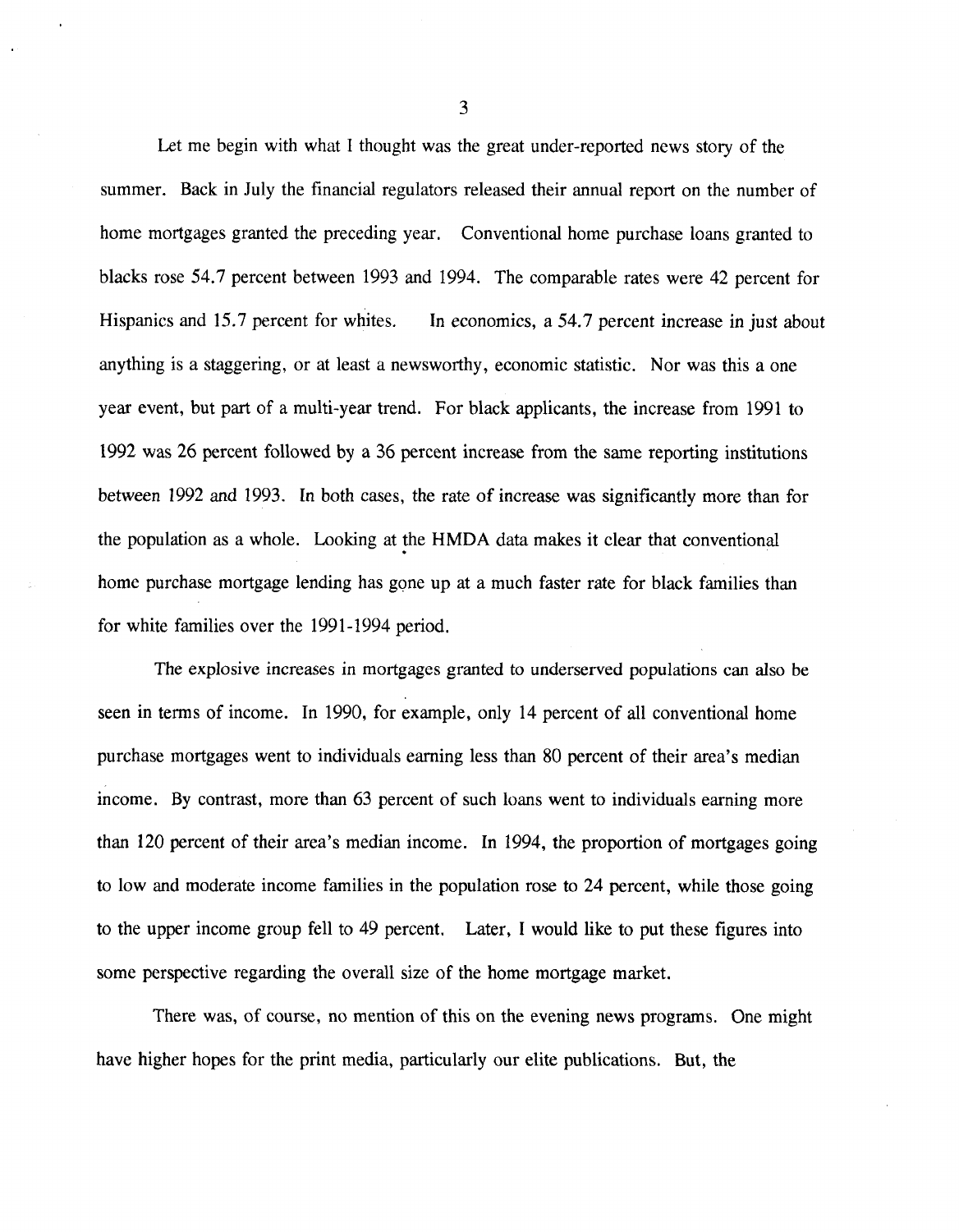Let me begin with what I thought was the great under-reported news story of the summer. Back in July the financial regulators released their annual report on the number of home mortgages granted the preceding year. Conventional home purchase loans granted to blacks rose 54.7 percent between 1993 and 1994. The comparable rates were 42 percent for Hispanics and 15.7 percent for whites. In economics, a 54.7 percent increase in just about anything is a staggering, or at least a newsworthy, economic statistic. Nor was this a one year event, but part of a multi-year trend. For black applicants, the increase from 1991 to 1992 was 26 percent followed by a 36 percent increase from the same reporting institutions between 1992 and 1993. In both cases, the rate of increase was significantly more than for the population as a whole. Looking at the HMDA data makes it clear that conventional home purchase mortgage lending has gone up at a much faster rate for black families than for white families over the 1991-1994 period.

The explosive increases in mortgages granted to underserved populations can also be seen in terms of income. In 1990, for example, only 14 percent of all conventional home purchase mortgages went to individuals earning less than 80 percent of their area's median income. By contrast, more than 63 percent of such loans went to individuals earning more than 120 percent of their area's median income. In 1994, the proportion of mortgages going to low and moderate income families in the population rose to 24 percent, while those going to the upper income group fell to 49 percent. Later, I would like to put these figures into some perspective regarding the overall size of the home mortgage market.

There was, of course, no mention of this on the evening news programs. One might have higher hopes for the print media, particularly our elite publications. But, the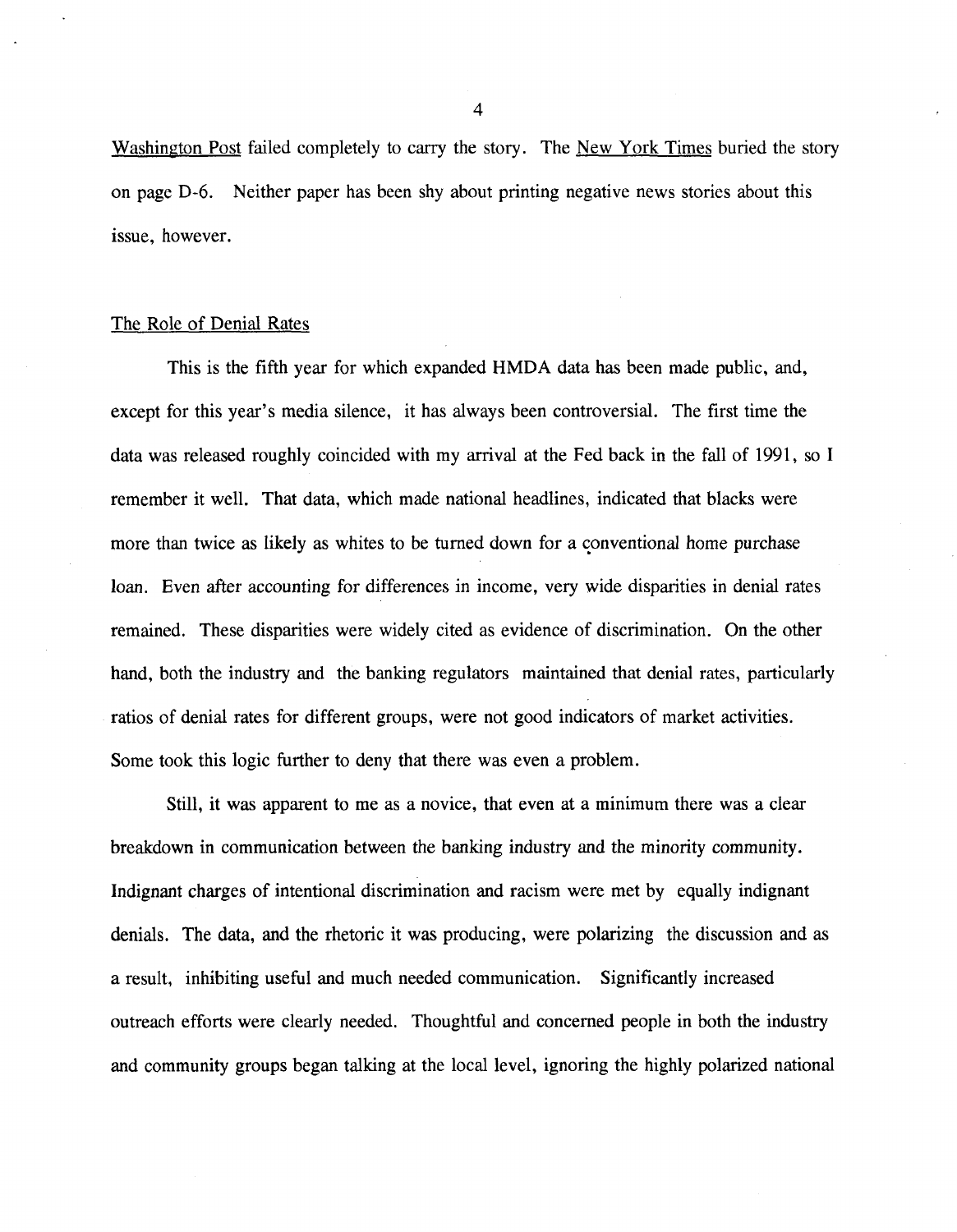Washington Post failed completely to carry the story. The New York Times buried the story on page D-6. Neither paper has been shy about printing negative news stories about this issue, however.

## The Role of Denial Rates

This is the fifth year for which expanded HMDA data has been made public, and, except for this year's media silence, it has always been controversial. The first time the data was released roughly coincided with my arrival at the Fed back in the fall of 1991, so I remember it well. That data, which made national headlines, indicated that blacks were more than twice as likely as whites to be turned down for a conventional home purchase loan. Even after accounting for differences in income, very wide disparities in denial rates remained. These disparities were widely cited as evidence of discrimination. On the other hand, both the industry and the banking regulators maintained that denial rates, particularly ratios of denial rates for different groups, were not good indicators of market activities. Some took this logic further to deny that there was even a problem.

Still, it was apparent to me as a novice, that even at a minimum there was a clear breakdown in communication between the banking industry and the minority community. Indignant charges of intentional discrimination and racism were met by equally indignant denials. The data, and the rhetoric it was producing, were polarizing the discussion and as a result, inhibiting useful and much needed communication. Significantly increased outreach efforts were clearly needed. Thoughtful and concerned people in both the industry and community groups began talking at the local level, ignoring the highly polarized national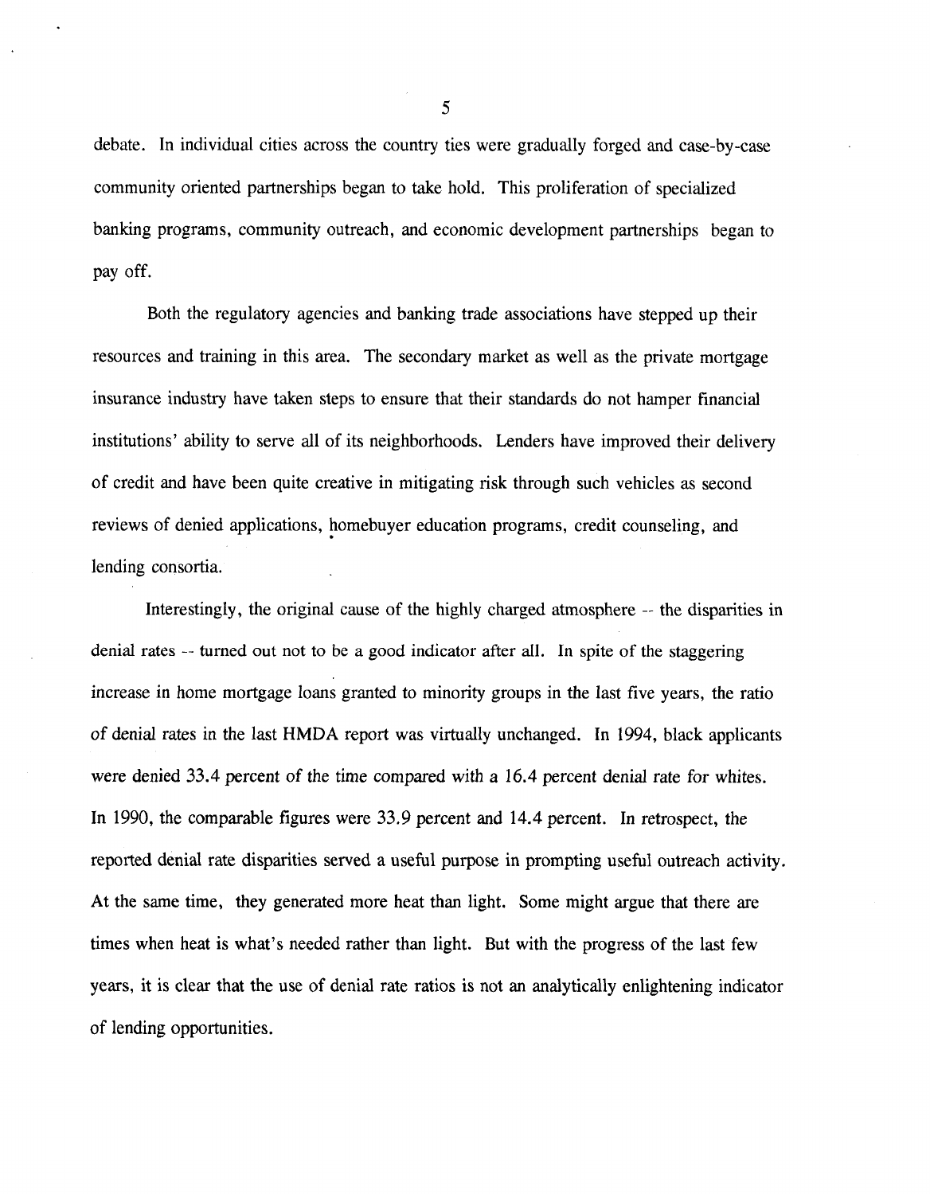debate. In individual cities across the country ties were gradually forged and case-by-case community oriented partnerships began to take hold. This proliferation of specialized banking programs, community outreach, and economic development partnerships began to pay off.

Both the regulatory agencies and banking trade associations have stepped up their resources and training in this area. The secondary market as well as the private mortgage insurance industry have taken steps to ensure that their standards do not hamper financial institutions' ability to serve all of its neighborhoods. Lenders have improved their delivery of credit and have been quite creative in mitigating risk through such vehicles as second reviews of denied applications, homebuyer education programs, credit counseling, and lending consortia.

Interestingly, the original cause of the highly charged atmosphere -- the disparities in denial rates -- turned out not to be a good indicator after all. In spite of the staggering increase in home mortgage loans granted to minority groups in the last five years, the ratio of denial rates in the last HMDA report was virtually unchanged. In 1994, black applicants were denied 33.4 percent of the time compared with a 16.4 percent denial rate for whites. In 1990, the comparable figures were 33.9 percent and 14.4 percent. In retrospect, the reported denial rate disparities served a useful purpose in prompting useful outreach activity. At the same time, they generated more heat than light. Some might argue that there are times when heat is what's needed rather than light. But with the progress of the last few years, it is clear that the use of denial rate ratios is not an analytically enlightening indicator of lending opportunities.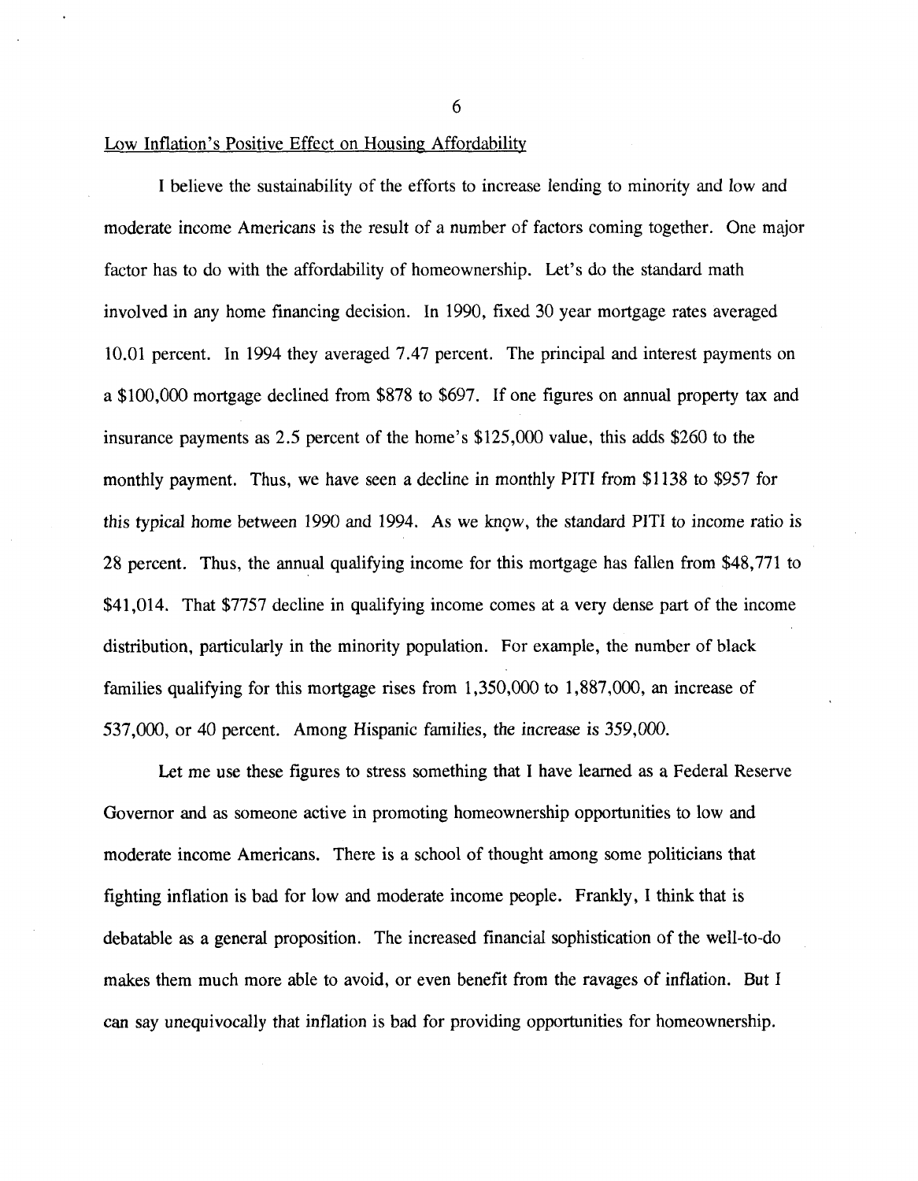## Low Inflation's Positive Effect on Housing Affordability

I believe the sustainability of the efforts to increase lending to minority and low and moderate income Americans is the result of a number of factors coming together. One major factor has to do with the affordability of homeownership. Let's do the standard math involved in any home financing decision. In 1990, fixed 30 year mortgage rates averaged 10.01 percent. In 1994 they averaged 7.47 percent. The principal and interest payments on a $100,000 mortgage declined from $878 to $697. If one figures on annual property tax and insurance payments as 2.5 percent of the home's $125,000 value, this adds $260 to the monthly payment. Thus, we have seen a decline in monthly PITI from $1138 to $957 for this typical home between 1990 and 1994. As we know, the standard PITI to income ratio is 28 percent. Thus, the annual qualifying income for this mortgage has fallen from $48,771 to $41,014. That $7757 decline in qualifying income comes at a very dense part of the income distribution, particularly in the minority population. For example, the number of black families qualifying for this mortgage rises from 1,350,000 to 1,887,000, an increase of 537,000, or 40 percent. Among Hispanic families, the increase is 359,000.

Let me use these figures to stress something that I have learned as a Federal Reserve Governor and as someone active in promoting homeownership opportunities to low and moderate income Americans. There is a school of thought among some politicians that fighting inflation is bad for low and moderate income people. Frankly, I think that is debatable as a general proposition. The increased financial sophistication of the well-to-do makes them much more able to avoid, or even benefit from the ravages of inflation. But I can say unequivocally that inflation is bad for providing opportunities for homeownership.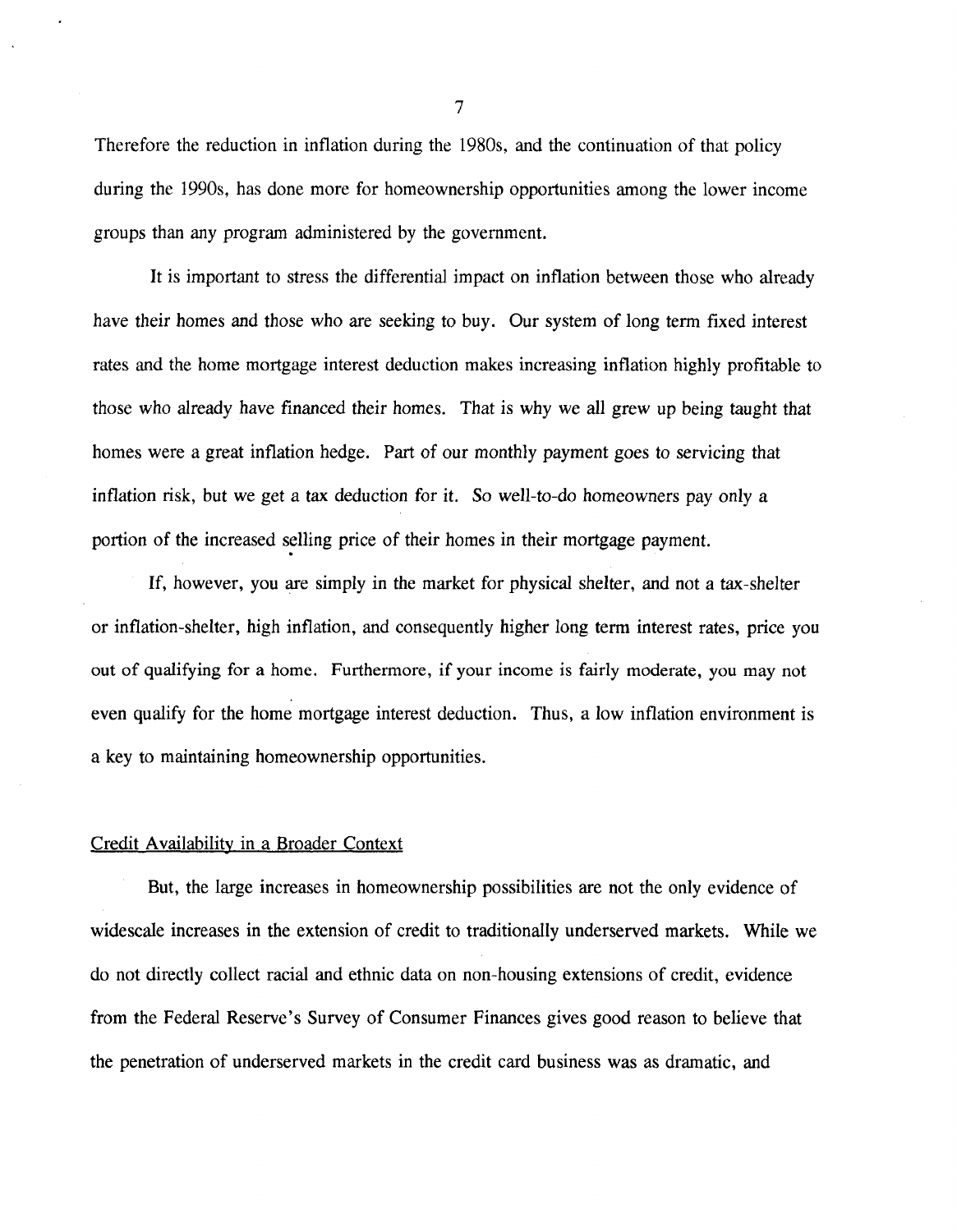Therefore the reduction in inflation during the 1980s, and the continuation of that policy during the 1990s, has done more for homeownership opportunities among the lower income groups than any program administered by the government.

It is important to stress the differential impact on inflation between those who already have their homes and those who are seeking to buy. Our system of long term fixed interest rates and the home mortgage interest deduction makes increasing inflation highly profitable to those who already have financed their homes. That is why we all grew up being taught that homes were a great inflation hedge. Part of our monthly payment goes to servicing that inflation risk, but we get a tax deduction for it. So well-to-do homeowners pay only a portion of the increased selling price of their homes in their mortgage payment.

If, however, you are simply in the market for physical shelter, and not a tax-shelter or inflation-shelter, high inflation, and consequently higher long term interest rates, price you out of qualifying for a home. Furthermore, if your income is fairly moderate, you may not even qualify for the home mortgage interest deduction. Thus, a low inflation environment is a key to maintaining homeownership opportunities.

## Credit Availability in a Broader Context

But, the large increases in homeownership possibilities are not the only evidence of widescale increases in the extension of credit to traditionally underserved markets. While we do not directly collect racial and ethnic data on non-housing extensions of credit, evidence from the Federal Reserve's Survey of Consumer Finances gives good reason to believe that the penetration of underserved markets in the credit card business was as dramatic, and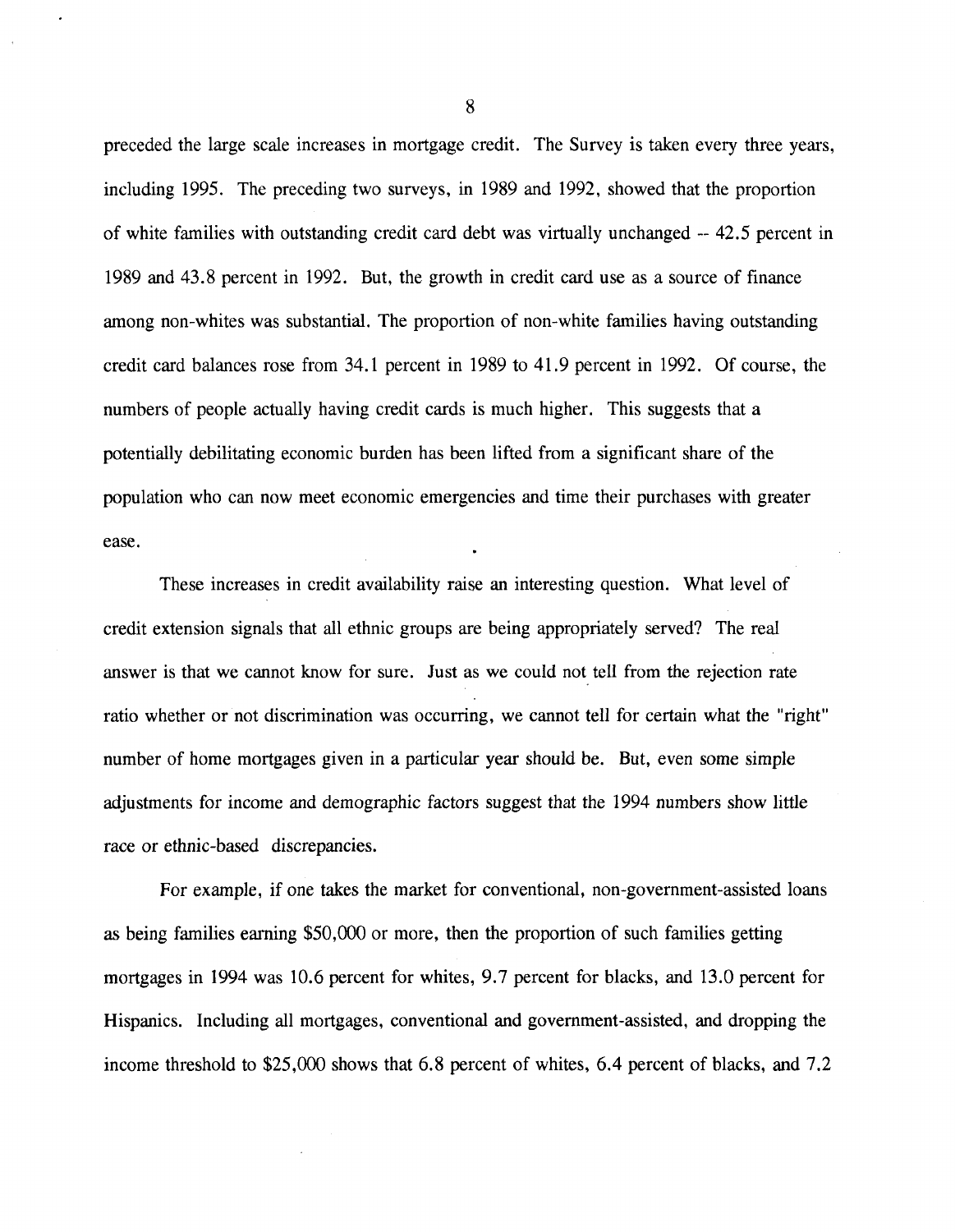preceded the large scale increases in mortgage credit. The Survey is taken every three years, including 1995. The preceding two surveys, in 1989 and 1992, showed that the proportion of white families with outstanding credit card debt was virtually unchanged -- 42.5 percent in 1989 and 43.8 percent in 1992. But, the growth in credit card use as a source of finance among non-whites was substantial. The proportion of non-white families having outstanding credit card balances rose from 34.1 percent in 1989 to 41.9 percent in 1992. Of course, the numbers of people actually having credit cards is much higher. This suggests that a potentially debilitating economic burden has been lifted from a significant share of the population who can now meet economic emergencies and time their purchases with greater ease.

These increases in credit availability raise an interesting question. What level of credit extension signals that all ethnic groups are being appropriately served? The real answer is that we cannot know for sure. Just as we could not tell from the rejection rate ratio whether or not discrimination was occurring, we cannot tell for certain what the "right" number of home mortgages given in a particular year should be. But, even some simple adjustments for income and demographic factors suggest that the 1994 numbers show little race or ethnic-based discrepancies.

For example, if one takes the market for conventional, non-government-assisted loans as being families earning $50,000 or more, then the proportion of such families getting mortgages in 1994 was 10.6 percent for whites, 9.7 percent for blacks, and 13.0 percent for Hispanics. Including all mortgages, conventional and government-assisted, and dropping the income threshold to $25,000 shows that 6.8 percent of whites, 6.4 percent of blacks, and 7.2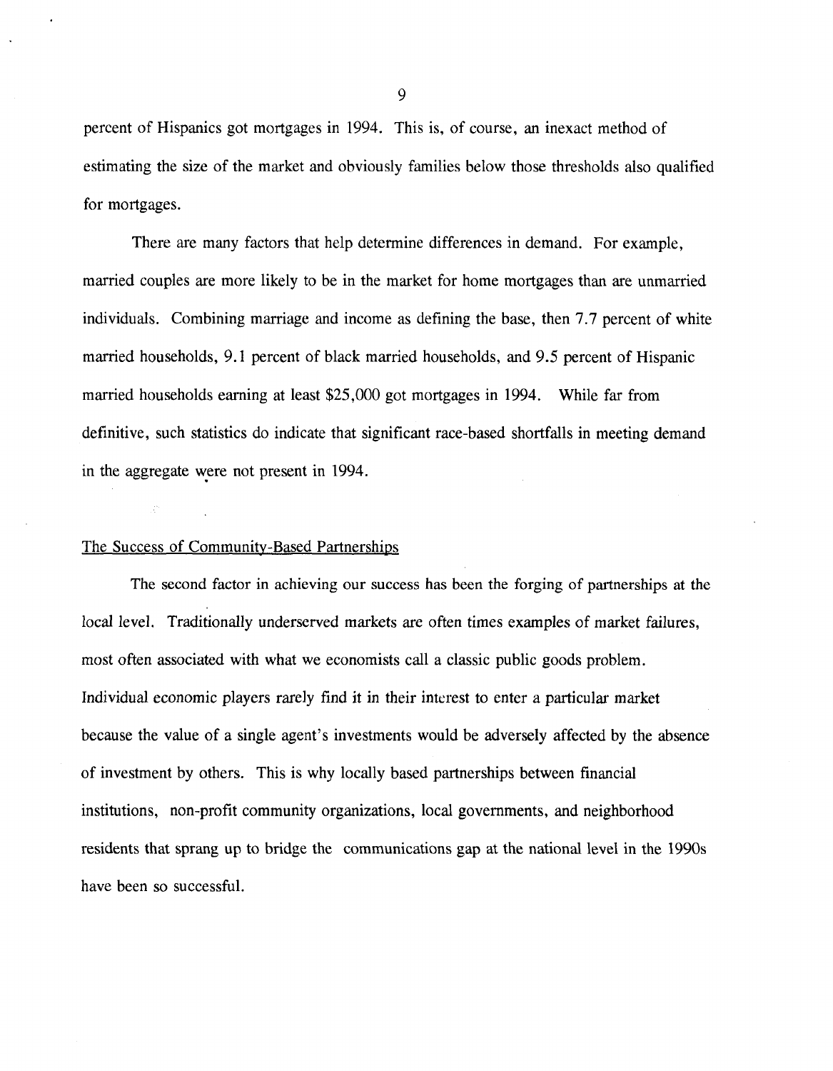percent of Hispanics got mortgages in 1994. This is, of course, an inexact method of estimating the size of the market and obviously families below those thresholds also qualified for mortgages.

There are many factors that help determine differences in demand. For example, married couples are more likely to be in the market for home mortgages than are unmarried individuals. Combining marriage and income as defining the base, then 7.7 percent of white married households, 9.1 percent of black married households, and 9.5 percent of Hispanic married households earning at least $25,000 got mortgages in 1994. While far from definitive, such statistics do indicate that significant race-based shortfalls in meeting demand in the aggregate were not present in 1994.

<u>The Success of Community-Based Partnerships</u>

The second factor in achieving our success has been the forging of partnerships at the local level. Traditionally underserved markets are often times examples of market failures, most often associated with what we economists call a classic public goods problem. Individual economic players rarely find it in their interest to enter a particular market because the value of a single agent's investments would be adversely affected by the absence of investment by others. This is why locally based partnerships between financial institutions, non-profit community organizations, local governments, and neighborhood residents that sprang up to bridge the communications gap at the national level in the 1990s have been so successful.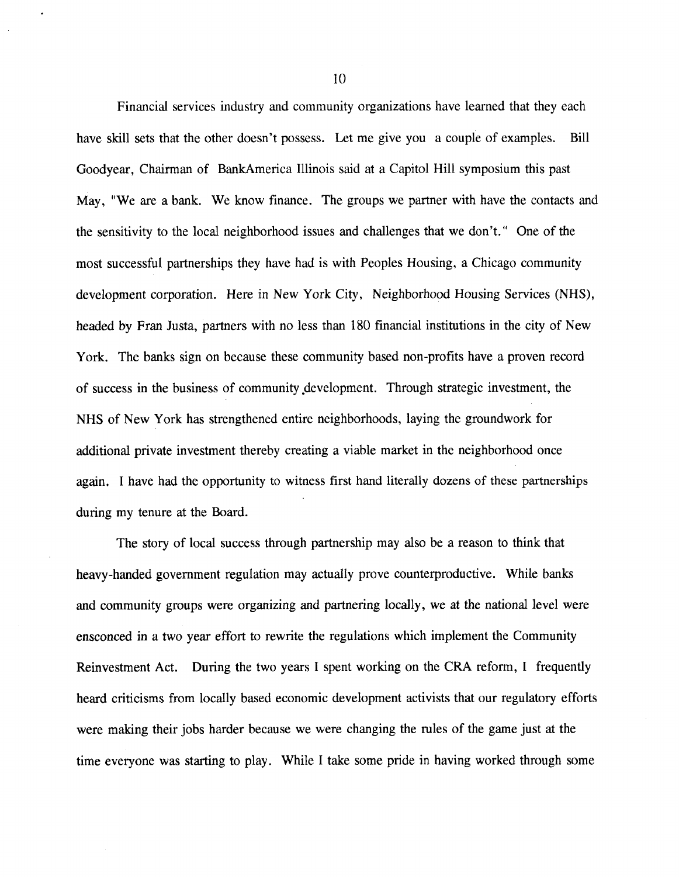Financial services industry and community organizations have learned that they each have skill sets that the other doesn't possess. Let me give you a couple of examples. Bill Goodyear, Chairman of BankAmerica Illinois said at a Capitol Hill symposium this past May, "We are a bank. We know finance. The groups we partner with have the contacts and the sensitivity to the local neighborhood issues and challenges that we don't." One of the most successful partnerships they have had is with Peoples Housing, a Chicago community development corporation. Here in New York City, Neighborhood Housing Services (NHS), headed by Fran Justa, partners with no less than 180 financial institutions in the city of New York. The banks sign on because these community based non-profits have a proven record of success in the business of community development. Through strategic investment, the NHS of New York has strengthened entire neighborhoods, laying the groundwork for additional private investment thereby creating a viable market in the neighborhood once again. I have had the opportunity to witness first hand literally dozens of these partnerships during my tenure at the Board.

The story of local success through partnership may also be a reason to think that heavy-handed government regulation may actually prove counterproductive. While banks and community groups were organizing and partnering locally, we at the national level were ensconced in a two year effort to rewrite the regulations which implement the Community Reinvestment Act. During the two years I spent working on the CRA reform, I frequently heard criticisms from locally based economic development activists that our regulatory efforts were making their jobs harder because we were changing the rules of the game just at the time everyone was starting to play. While I take some pride in having worked through some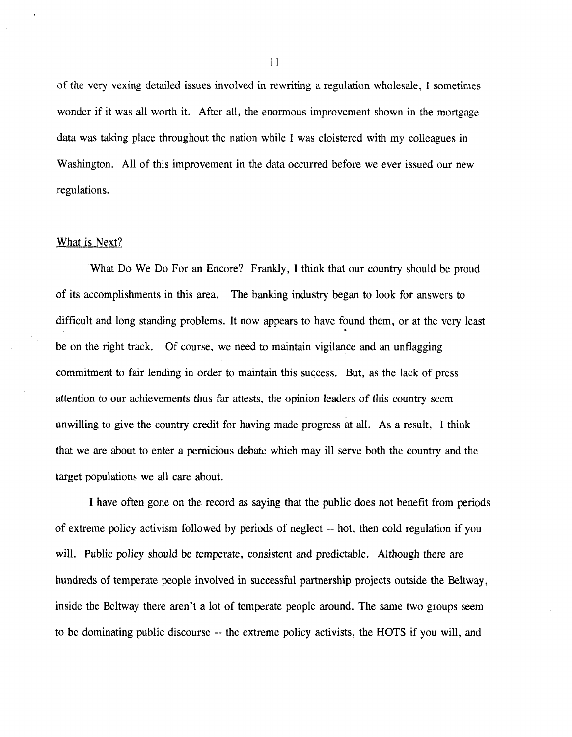of the very vexing detailed issues involved in rewriting a regulation wholesale, I sometimes wonder if it was all worth it. After all, the enormous improvement shown in the mortgage data was taking place throughout the nation while I was cloistered with my colleagues in Washington. All of this improvement in the data occurred before we ever issued our new regulations.

## What is Next?

What Do We Do For an Encore? Frankly, I think that our country should be proud of its accomplishments in this area. The banking industry began to look for answers to difficult and long standing problems. It now appears to have found them, or at the very least be on the right track. Of course, we need to maintain vigilance and an unflagging commitment to fair lending in order to maintain this success. But, as the lack of press attention to our achievements thus far attests, the opinion leaders of this country seem unwilling to give the country credit for having made progress at all. As a result, I think that we are about to enter a pernicious debate which may ill serve both the country and the target populations we all care about.

I have often gone on the record as saying that the public does not benefit from periods of extreme policy activism followed by periods of neglect -- hot, then cold regulation if you will. Public policy should be temperate, consistent and predictable. Although there are hundreds of temperate people involved in successful partnership projects outside the Beltway, inside the Beltway there aren't a lot of temperate people around. The same two groups seem to be dominating public discourse -- the extreme policy activists, the HOTS if you will, and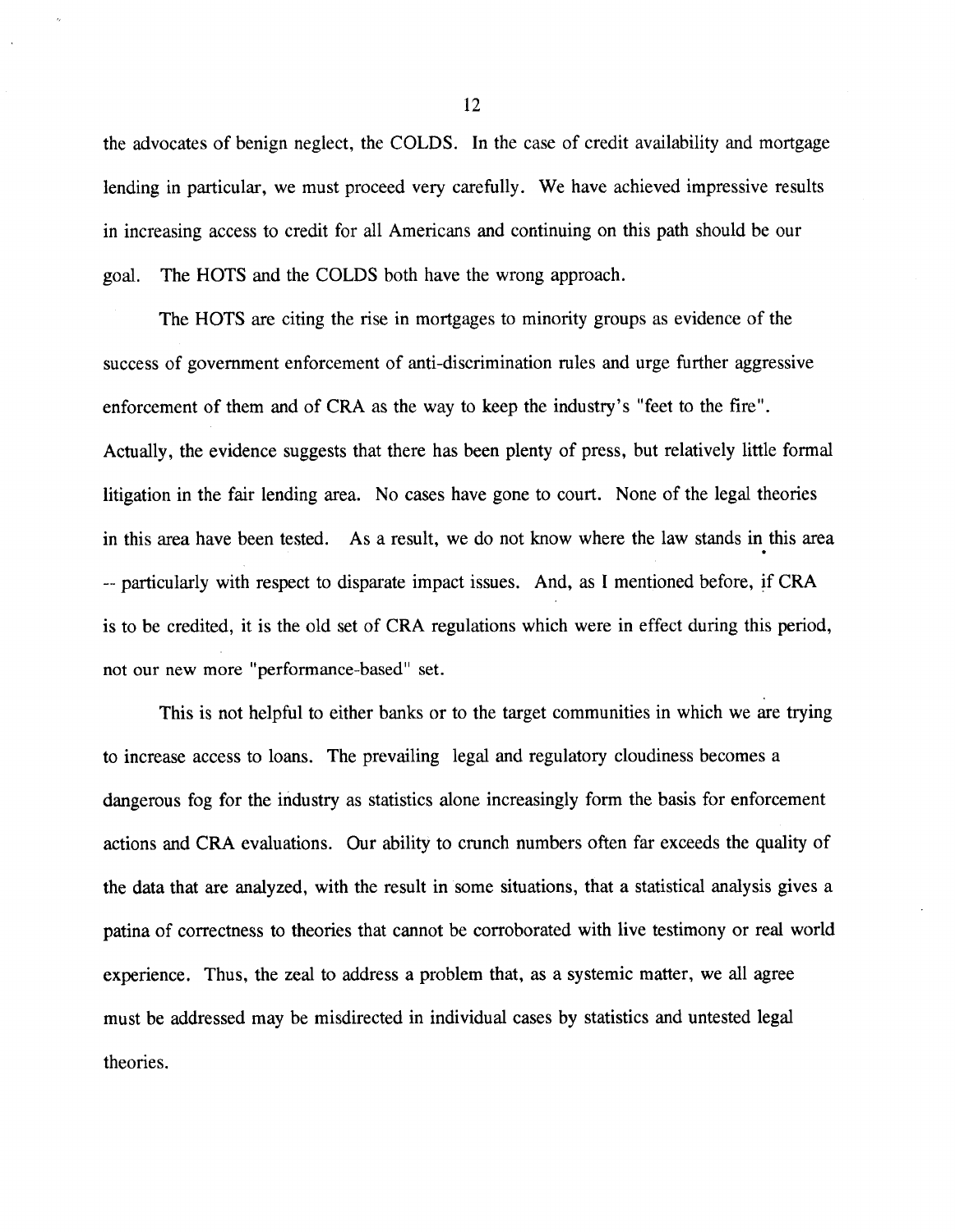the advocates of benign neglect, the COLDS. In the case of credit availability and mortgage lending in particular, we must proceed very carefully. We have achieved impressive results in increasing access to credit for all Americans and continuing on this path should be our goal. The HOTS and the COLDS both have the wrong approach.

The HOTS are citing the rise in mortgages to minority groups as evidence of the success of government enforcement of anti-discrimination rules and urge further aggressive enforcement of them and of CRA as the way to keep the industry's "feet to the fire". Actually, the evidence suggests that there has been plenty of press, but relatively little formal litigation in the fair lending area. No cases have gone to court. None of the legal theories in this area have been tested. As a result, we do not know where the law stands in this area -- particularly with respect to disparate impact issues. And, as I mentioned before, if CRA is to be credited, it is the old set of CRA regulations which were in effect during this period, not our new more "performance-based" set.

This is not helpful to either banks or to the target communities in which we are trying to increase access to loans. The prevailing legal and regulatory cloudiness becomes a dangerous fog for the industry as statistics alone increasingly form the basis for enforcement actions and CRA evaluations. Our ability to crunch numbers often far exceeds the quality of the data that are analyzed, with the result in some situations, that a statistical analysis gives a patina of correctness to theories that cannot be corroborated with live testimony or real world experience. Thus, the zeal to address a problem that, as a systemic matter, we all agree must be addressed may be misdirected in individual cases by statistics and untested legal theories.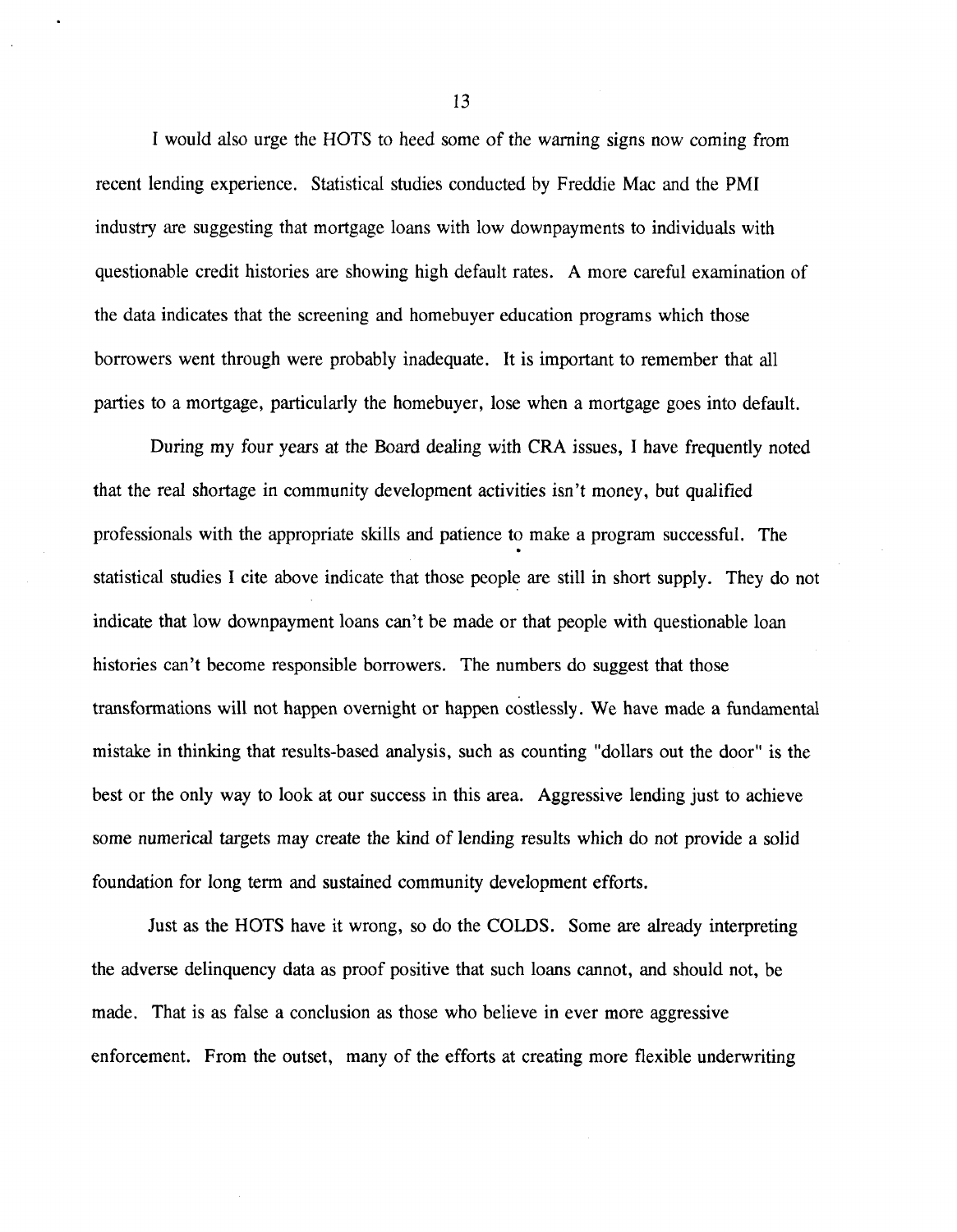I would also urge the HOTS to heed some of the warning signs now coming from recent lending experience. Statistical studies conducted by Freddie Mac and the PMI industry are suggesting that mortgage loans with low downpayments to individuals with questionable credit histories are showing high default rates. A more careful examination of the data indicates that the screening and homebuyer education programs which those borrowers went through were probably inadequate. It is important to remember that all parties to a mortgage, particularly the homebuyer, lose when a mortgage goes into default.

During my four years at the Board dealing with CRA issues, I have frequently noted that the real shortage in community development activities isn't money, but qualified professionals with the appropriate skills and patience to make a program successful. The statistical studies I cite above indicate that those people are still in short supply. They do not indicate that low downpayment loans can't be made or that people with questionable loan histories can't become responsible borrowers. The numbers do suggest that those transformations will not happen overnight or happen costlessly. We have made a fundamental mistake in thinking that results-based analysis, such as counting "dollars out the door" is the best or the only way to look at our success in this area. Aggressive lending just to achieve some numerical targets may create the kind of lending results which do not provide a solid foundation for long term and sustained community development efforts.

Just as the HOTS have it wrong, so do the COLDS. Some are already interpreting the adverse delinquency data as proof positive that such loans cannot, and should not, be made. That is as false a conclusion as those who believe in ever more aggressive enforcement. From the outset, many of the efforts at creating more flexible underwriting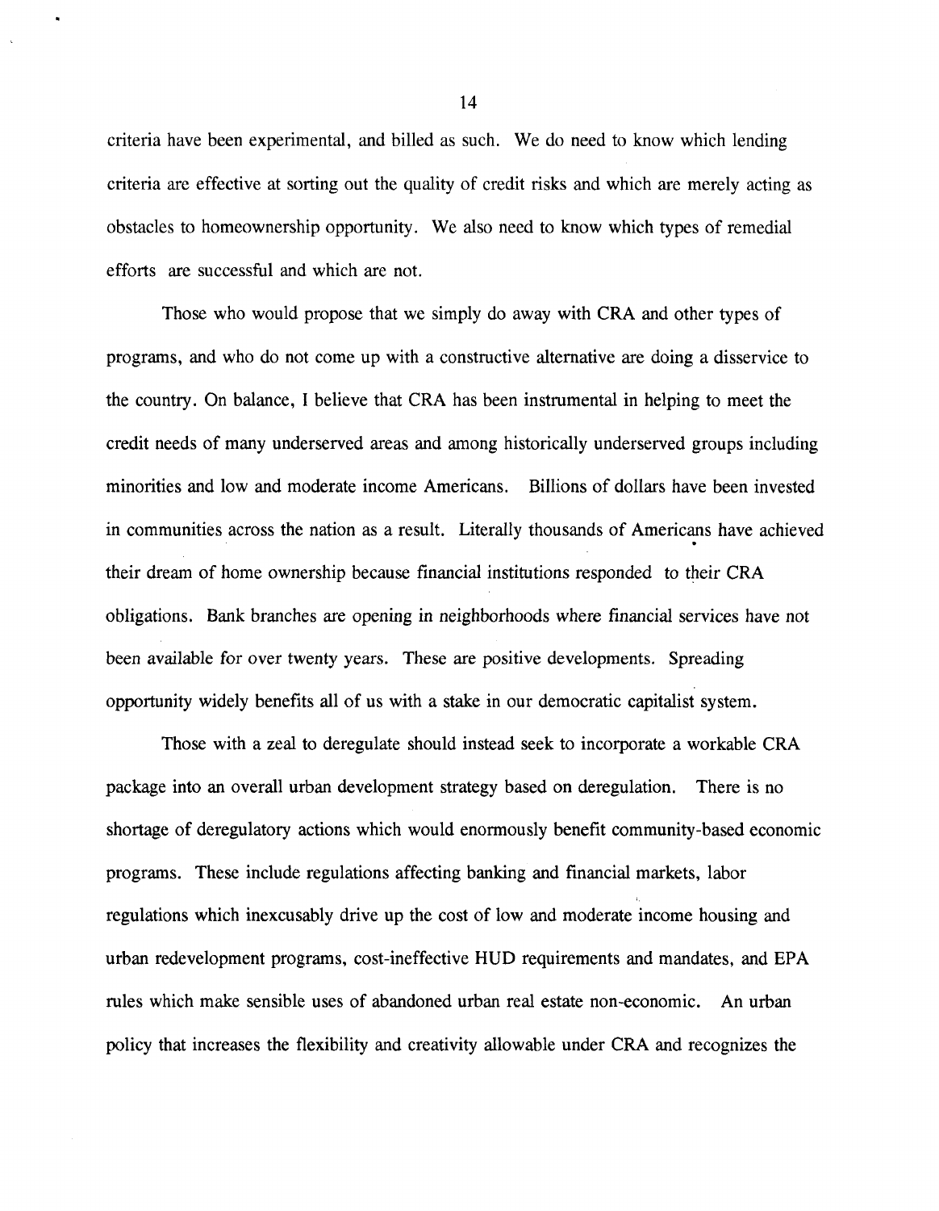criteria have been experimental, and billed as such. We do need to know which lending criteria are effective at sorting out the quality of credit risks and which are merely acting as obstacles to homeownership opportunity. We also need to know which types of remedial efforts are successful and which are not.

Those who would propose that we simply do away with CRA and other types of programs, and who do not come up with a constructive alternative are doing a disservice to the country. On balance, I believe that CRA has been instrumental in helping to meet the credit needs of many underserved areas and among historically underserved groups including minorities and low and moderate income Americans. Billions of dollars have been invested in communities across the nation as a result. Literally thousands of Americans have achieved their dream of home ownership because financial institutions responded to their CRA obligations. Bank branches are opening in neighborhoods where financial services have not been available for over twenty years. These are positive developments. Spreading opportunity widely benefits all of us with a stake in our democratic capitalist system.

Those with a zeal to deregulate should instead seek to incorporate a workable CRA package into an overall urban development strategy based on deregulation. There is no shortage of deregulatory actions which would enormously benefit community-based economic programs. These include regulations affecting banking and financial markets, labor regulations which inexcusably drive up the cost of low and moderate income housing and urban redevelopment programs, cost-ineffective HUD requirements and mandates, and EPA rules which make sensible uses of abandoned urban real estate non-economic. An urban policy that increases the flexibility and creativity allowable under CRA and recognizes the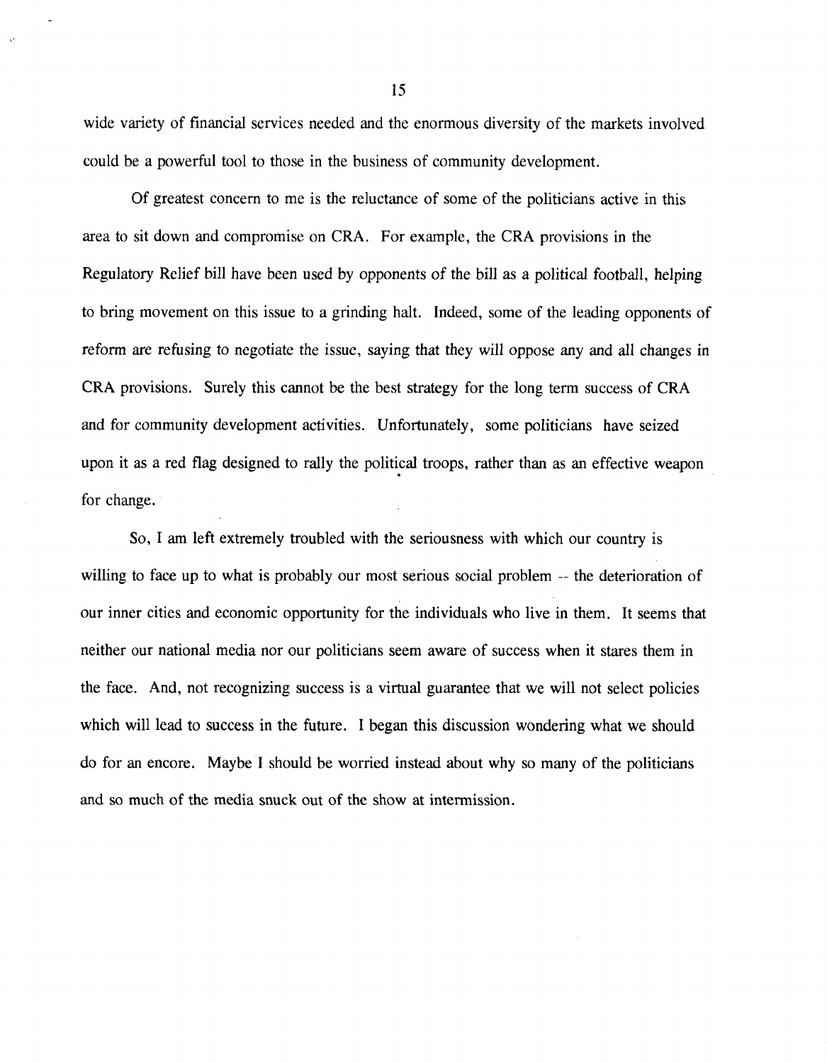wide variety of financial services needed and the enormous diversity of the markets involved could be a powerful tool to those in the business of community development.

Of greatest concern to me is the reluctance of some of the politicians active in this area to sit down and compromise on CRA. For example, the CRA provisions in the Regulatory Relief bill have been used by opponents of the bill as a political football, helping to bring movement on this issue to a grinding halt. Indeed, some of the leading opponents of reform are refusing to negotiate the issue, saying that they will oppose any and all changes in CRA provisions. Surely this cannot be the best strategy for the long term success of CRA and for community development activities. Unfortunately, some politicians have seized upon it as a red flag designed to rally the political troops, rather than as an effective weapon for change.

So, I am left extremely troubled with the seriousness with which our country is willing to face up to what is probably our most serious social problem -- the deterioration of our inner cities and economic opportunity for the individuals who live in them. It seems that neither our national media nor our politicians seem aware of success when it stares them in the face. And, not recognizing success is a virtual guarantee that we will not select policies which will lead to success in the future. I began this discussion wondering what we should do for an encore. Maybe I should be worried instead about why so many of the politicians and so much of the media snuck out of the show at intermission.